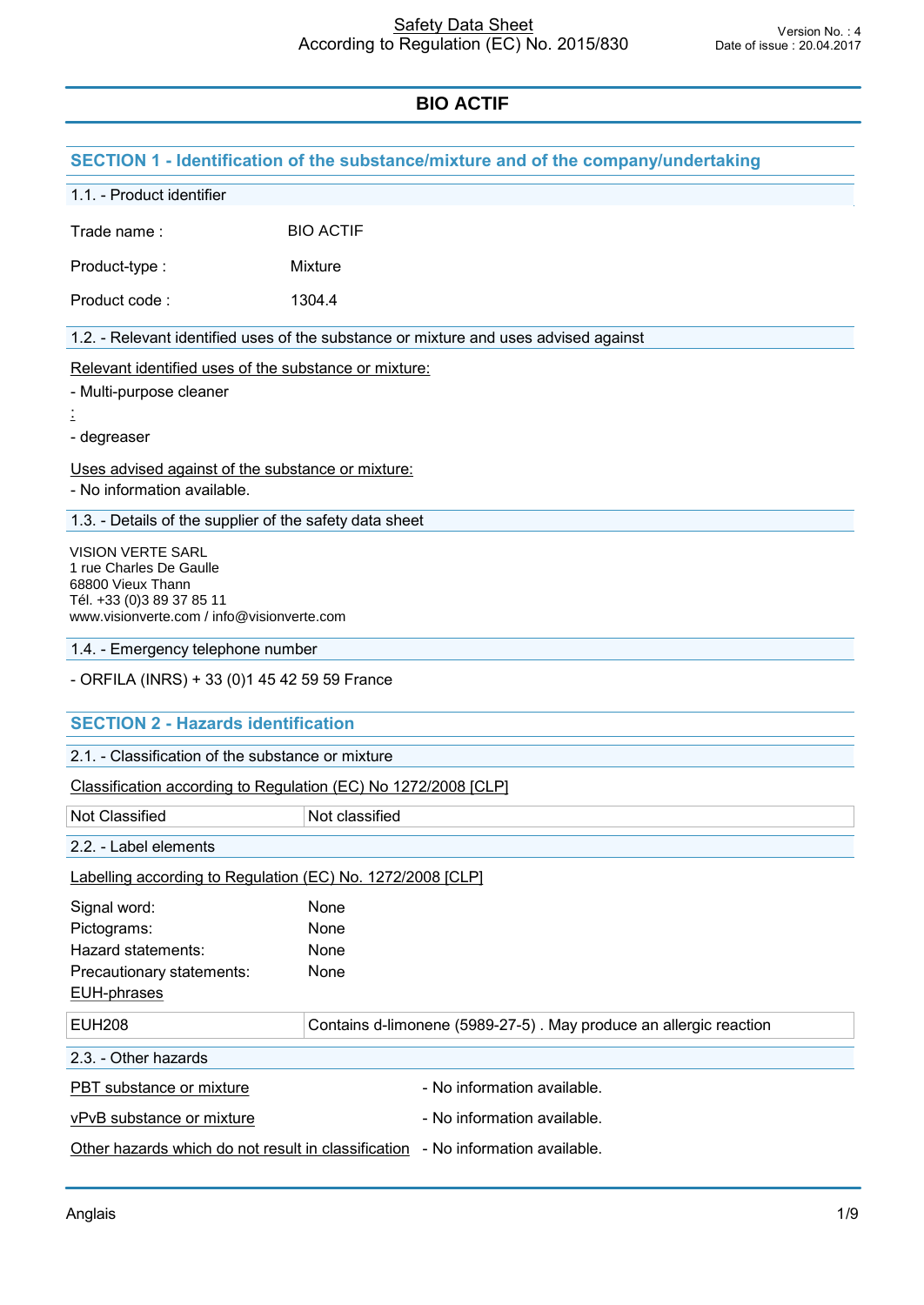# BIO ACTIF

## SECTION 1 - Identification of the substance/mixture and of the company/undertaking

### 1.1. - Product identifier

Trade name : BIO ACTIF

Product-type : Mixture

Product code : 1304.4

### 1.2. - Relevant identified uses of the substance or mixture and uses advised against

Relevant identified uses of the substance or mixture:

- Multi-purpose cleaner

:

- degreaser

Uses advised against of the substance or mixture:

- No information available.

### 1.3. - Details of the supplier of the safety data sheet

VISION VERTE SARL
1 rue Charles De Gaulle
68800 Vieux Thann
Tél. +33 (0)3 89 37 85 11
www.visionverte.com / info@visionverte.com

### 1.4. - Emergency telephone number

- ORFILA (INRS) + 33 (0)1 45 42 59 59 France

## SECTION 2 - Hazards identification

### 2.1. - Classification of the substance or mixture

Classification according to Regulation (EC) No 1272/2008 [CLP]

| Not Classified | Not classified |
|---|---|

### 2.2. - Label elements

Labelling according to Regulation (EC) No. 1272/2008 [CLP]

Signal word: None
Pictograms: None
Hazard statements: None
Precautionary statements: None

EUH-phrases

| EUH208 | Contains d-limonene (5989-27-5) . May produce an allergic reaction |
|---|---|

### 2.3. - Other hazards

PBT substance or mixture - No information available.

vPvB substance or mixture - No information available.

Other hazards which do not result in classification - No information available.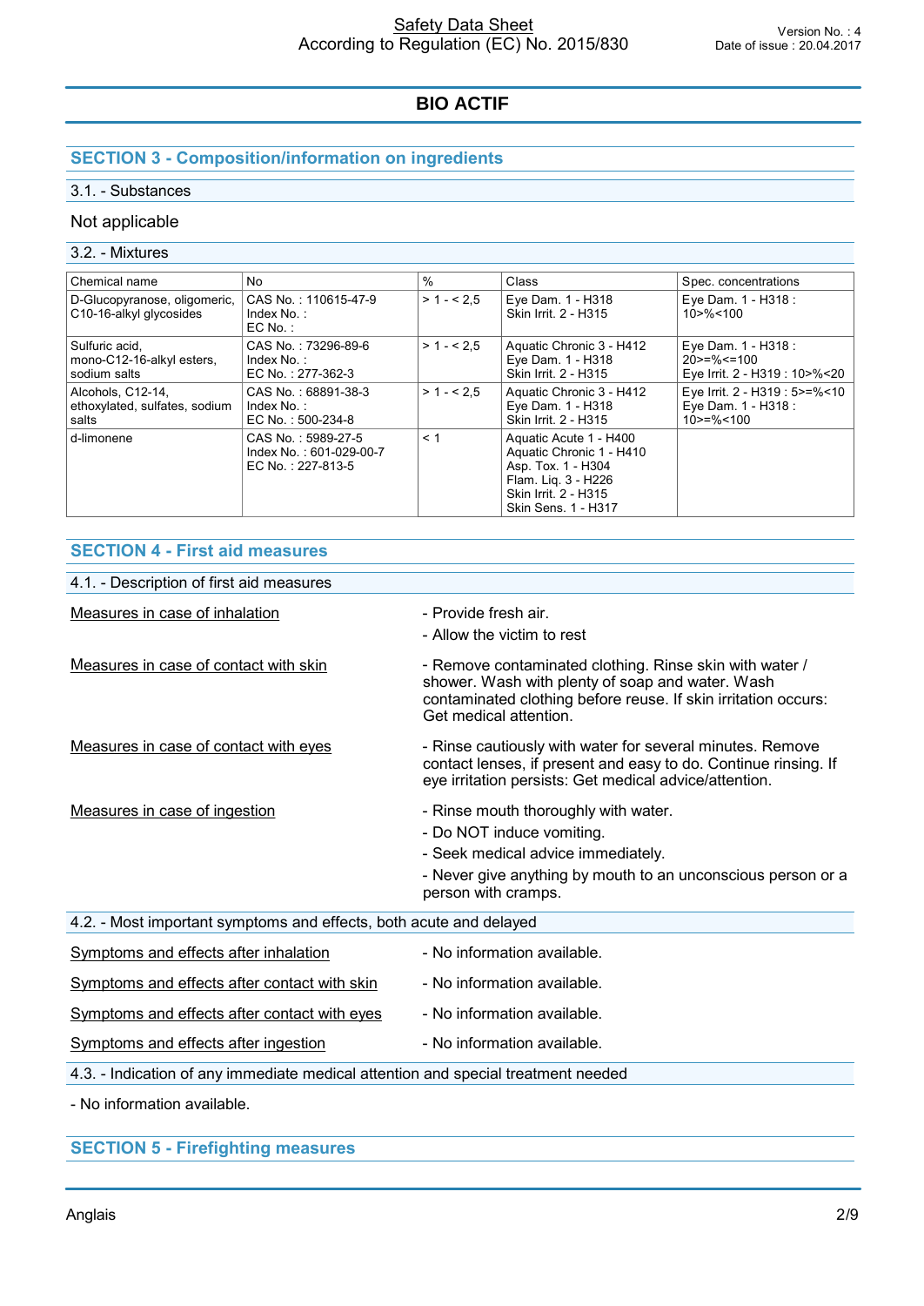## SECTION 3 - Composition/information on ingredients

### 3.1. - Substances

Not applicable

### 3.2. - Mixtures

| Chemical name | No | % | Class | Spec. concentrations |
|---|---|---|---|---|
| D-Glucopyranose, oligomeric, C10-16-alkyl glycosides | CAS No. : 110615-47-9<br>Index No. :<br>EC No. : | > 1 - < 2,5 | Eye Dam. 1 - H318<br>Skin Irrit. 2 - H315 | Eye Dam. 1 - H318 : 10>%<100 |
| Sulfuric acid, mono-C12-16-alkyl esters, sodium salts | CAS No. : 73296-89-6<br>Index No. :<br>EC No. : 277-362-3 | > 1 - < 2,5 | Aquatic Chronic 3 - H412<br>Eye Dam. 1 - H318<br>Skin Irrit. 2 - H315 | Eye Dam. 1 - H318 : 20>=%<=100<br>Eye Irrit. 2 - H319 : 10>%<20 |
| Alcohols, C12-14, ethoxylated, sulfates, sodium salts | CAS No. : 68891-38-3<br>Index No. :<br>EC No. : 500-234-8 | > 1 - < 2,5 | Aquatic Chronic 3 - H412<br>Eye Dam. 1 - H318<br>Skin Irrit. 2 - H315 | Eye Irrit. 2 - H319 : 5>=%<10<br>Eye Dam. 1 - H318 : 10>=%<100 |
| d-limonene | CAS No. : 5989-27-5<br>Index No. : 601-029-00-7<br>EC No. : 227-813-5 | < 1 | Aquatic Acute 1 - H400<br>Aquatic Chronic 1 - H410<br>Asp. Tox. 1 - H304<br>Flam. Liq. 3 - H226<br>Skin Irrit. 2 - H315<br>Skin Sens. 1 - H317 | |

## SECTION 4 - First aid measures

### 4.1. - Description of first aid measures

**Measures in case of inhalation**
- Provide fresh air.
- Allow the victim to rest

**Measures in case of contact with skin**
- Remove contaminated clothing. Rinse skin with water / shower. Wash with plenty of soap and water. Wash contaminated clothing before reuse. If skin irritation occurs: Get medical attention.

**Measures in case of contact with eyes**
- Rinse cautiously with water for several minutes. Remove contact lenses, if present and easy to do. Continue rinsing. If eye irritation persists: Get medical advice/attention.

**Measures in case of ingestion**
- Rinse mouth thoroughly with water.
- Do NOT induce vomiting.
- Seek medical advice immediately.
- Never give anything by mouth to an unconscious person or a person with cramps.

### 4.2. - Most important symptoms and effects, both acute and delayed

**Symptoms and effects after inhalation**
- No information available.

**Symptoms and effects after contact with skin**
- No information available.

**Symptoms and effects after contact with eyes**
- No information available.

**Symptoms and effects after ingestion**
- No information available.

### 4.3. - Indication of any immediate medical attention and special treatment needed

- No information available.

## SECTION 5 - Firefighting measures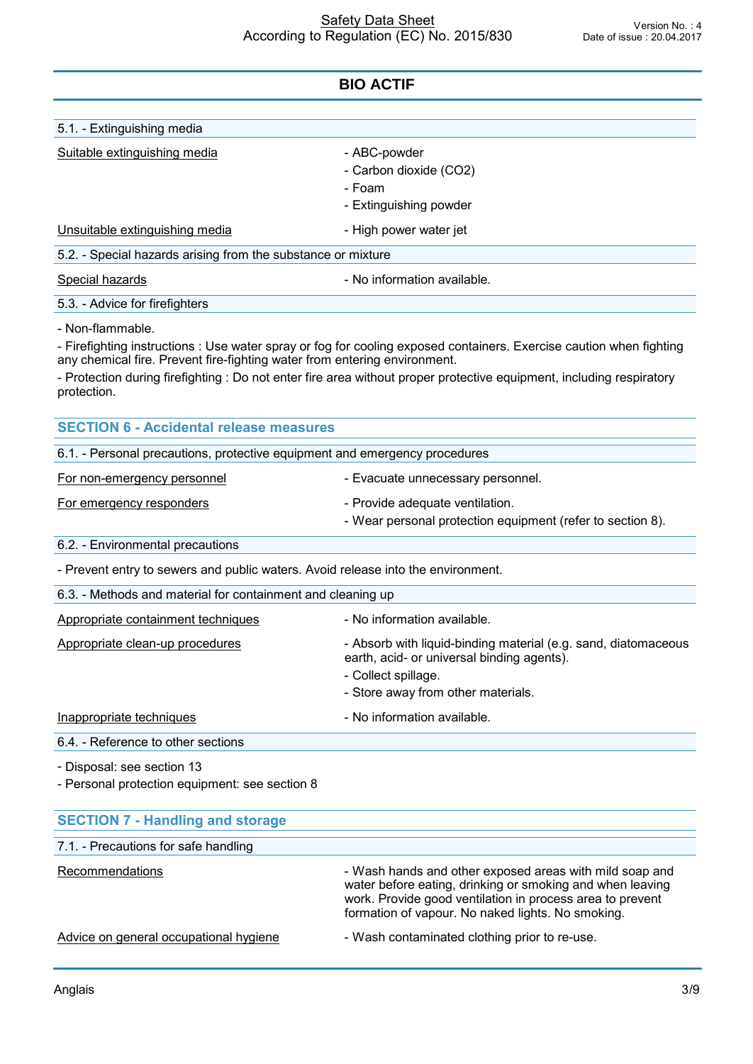### 5.1. - Extinguishing media

| | |
|---|---|
| Suitable extinguishing media | - ABC-powder<br>- Carbon dioxide ($CO_2$)<br>- Foam<br>- Extinguishing powder |
| Unsuitable extinguishing media | - High power water jet |

### 5.2. - Special hazards arising from the substance or mixture

| | |
|---|---|
| Special hazards | - No information available. |

### 5.3. - Advice for firefighters

- Non-flammable.
- Firefighting instructions : Use water spray or fog for cooling exposed containers. Exercise caution when fighting any chemical fire. Prevent fire-fighting water from entering environment.
- Protection during firefighting : Do not enter fire area without proper protective equipment, including respiratory protection.

## SECTION 6 - Accidental release measures

### 6.1. - Personal precautions, protective equipment and emergency procedures

| | |
|---|---|
| For non-emergency personnel | - Evacuate unnecessary personnel. |
| For emergency responders | - Provide adequate ventilation.<br>- Wear personal protection equipment (refer to section 8). |

### 6.2. - Environmental precautions

- Prevent entry to sewers and public waters. Avoid release into the environment.

### 6.3. - Methods and material for containment and cleaning up

| | |
|---|---|
| Appropriate containment techniques | - No information available. |
| Appropriate clean-up procedures | - Absorb with liquid-binding material (e.g. sand, diatomaceous earth, acid- or universal binding agents).<br>- Collect spillage.<br>- Store away from other materials. |
| Inappropriate techniques | - No information available. |

### 6.4. - Reference to other sections

- Disposal: see section 13
- Personal protection equipment: see section 8

## SECTION 7 - Handling and storage

### 7.1. - Precautions for safe handling

| | |
|---|---|
| Recommendations | - Wash hands and other exposed areas with mild soap and water before eating, drinking or smoking and when leaving work. Provide good ventilation in process area to prevent formation of vapour. No naked lights. No smoking. |
| Advice on general occupational hygiene | - Wash contaminated clothing prior to re-use. |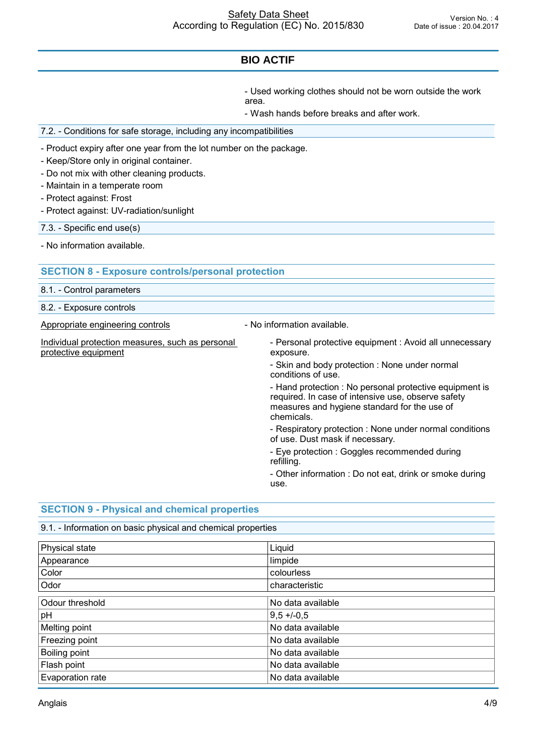- Used working clothes should not be worn outside the work area.
- Wash hands before breaks and after work.

### 7.2. - Conditions for safe storage, including any incompatibilities

- Product expiry after one year from the lot number on the package.
- Keep/Store only in original container.
- Do not mix with other cleaning products.
- Maintain in a temperate room
- Protect against: Frost
- Protect against: UV-radiation/sunlight

### 7.3. - Specific end use(s)

- No information available.

## SECTION 8 - Exposure controls/personal protection

### 8.1. - Control parameters

### 8.2. - Exposure controls

Appropriate engineering controls

- No information available.

Individual protection measures, such as personal protective equipment

- Personal protective equipment : Avoid all unnecessary exposure.
- Skin and body protection : None under normal conditions of use.
- Hand protection : No personal protective equipment is required. In case of intensive use, observe safety measures and hygiene standard for the use of chemicals.
- Respiratory protection : None under normal conditions of use. Dust mask if necessary.
- Eye protection : Goggles recommended during refilling.
- Other information : Do not eat, drink or smoke during use.

## SECTION 9 - Physical and chemical properties

### 9.1. - Information on basic physical and chemical properties

| Property | Value |
|---|---|
| Physical state | Liquid |
| Appearance | limpide |
| Color | colourless |
| Odor | characteristic |

| Property | Value |
|---|---|
| Odour threshold | No data available |
| pH | 9,5 +/-0,5 |
| Melting point | No data available |
| Freezing point | No data available |
| Boiling point | No data available |
| Flash point | No data available |
| Evaporation rate | No data available |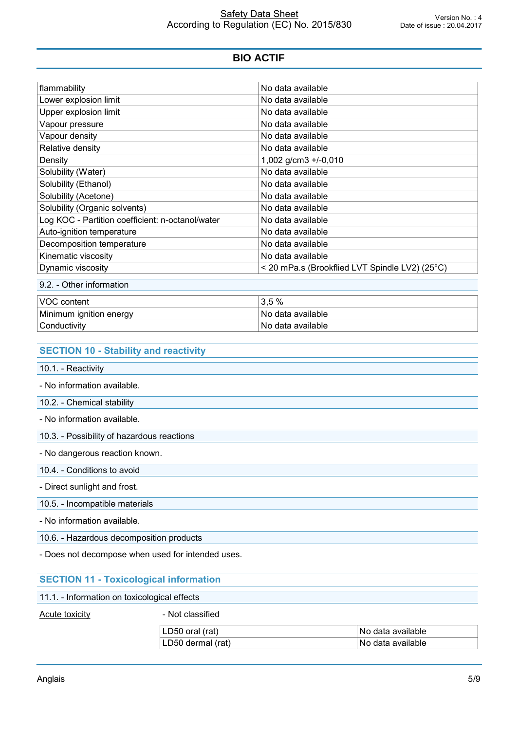| | |
|---|---|
| flammability | No data available |
| Lower explosion limit | No data available |
| Upper explosion limit | No data available |
| Vapour pressure | No data available |
| Vapour density | No data available |
| Relative density | No data available |
| Density | 1,002 g/cm3 +/-0,010 |
| Solubility (Water) | No data available |
| Solubility (Ethanol) | No data available |
| Solubility (Acetone) | No data available |
| Solubility (Organic solvents) | No data available |
| Log KOC - Partition coefficient: n-octanol/water | No data available |
| Auto-ignition temperature | No data available |
| Decomposition temperature | No data available |
| Kinematic viscosity | No data available |
| Dynamic viscosity | < 20 mPa.s (Brookflied LVT Spindle LV2) (25°C) |

### 9.2. - Other information

| | |
|---|---|
| VOC content | 3,5 % |
| Minimum ignition energy | No data available |
| Conductivity | No data available |

## SECTION 10 - Stability and reactivity

### 10.1. - Reactivity

- No information available.

### 10.2. - Chemical stability

- No information available.

### 10.3. - Possibility of hazardous reactions

- No dangerous reaction known.

### 10.4. - Conditions to avoid

- Direct sunlight and frost.

### 10.5. - Incompatible materials

- No information available.

### 10.6. - Hazardous decomposition products

- Does not decompose when used for intended uses.

## SECTION 11 - Toxicological information

### 11.1. - Information on toxicological effects

Acute toxicity - Not classified

| | |
|---|---|
| LD50 oral (rat) | No data available |
| LD50 dermal (rat) | No data available |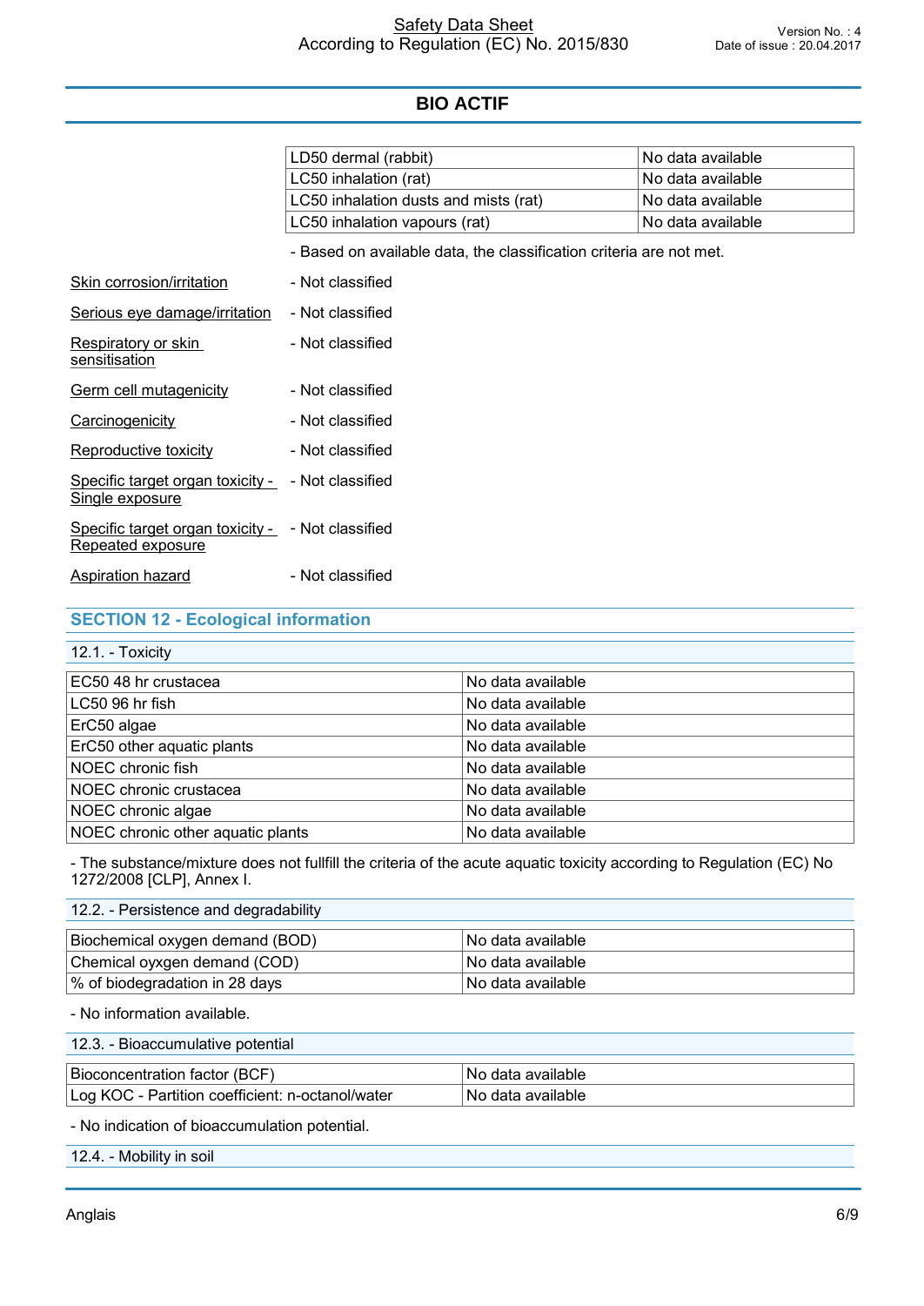| LD50 dermal (rabbit) | No data available |
|---|---|
| LC50 inhalation (rat) | No data available |
| LC50 inhalation dusts and mists (rat) | No data available |
| LC50 inhalation vapours (rat) | No data available |

- Based on available data, the classification criteria are not met.

Skin corrosion/irritation - Not classified

Serious eye damage/irritation - Not classified

Respiratory or skin sensitisation - Not classified

Germ cell mutagenicity - Not classified

Carcinogenicity - Not classified

Reproductive toxicity - Not classified

Specific target organ toxicity - Single exposure - Not classified

Specific target organ toxicity - Repeated exposure - Not classified

Aspiration hazard - Not classified

## SECTION 12 - Ecological information

### 12.1. - Toxicity

| EC50 48 hr crustacea | No data available |
|---|---|
| LC50 96 hr fish | No data available |
| ErC50 algae | No data available |
| ErC50 other aquatic plants | No data available |
| NOEC chronic fish | No data available |
| NOEC chronic crustacea | No data available |
| NOEC chronic algae | No data available |
| NOEC chronic other aquatic plants | No data available |

- The substance/mixture does not fullfill the criteria of the acute aquatic toxicity according to Regulation (EC) No 1272/2008 [CLP], Annex I.

### 12.2. - Persistence and degradability

| Biochemical oxygen demand (BOD) | No data available |
|---|---|
| Chemical oyxgen demand (COD) | No data available |
| % of biodegradation in 28 days | No data available |

- No information available.

### 12.3. - Bioaccumulative potential

| Bioconcentration factor (BCF) | No data available |
|---|---|
| Log KOC - Partition coefficient: n-octanol/water | No data available |

- No indication of bioaccumulation potential.

### 12.4. - Mobility in soil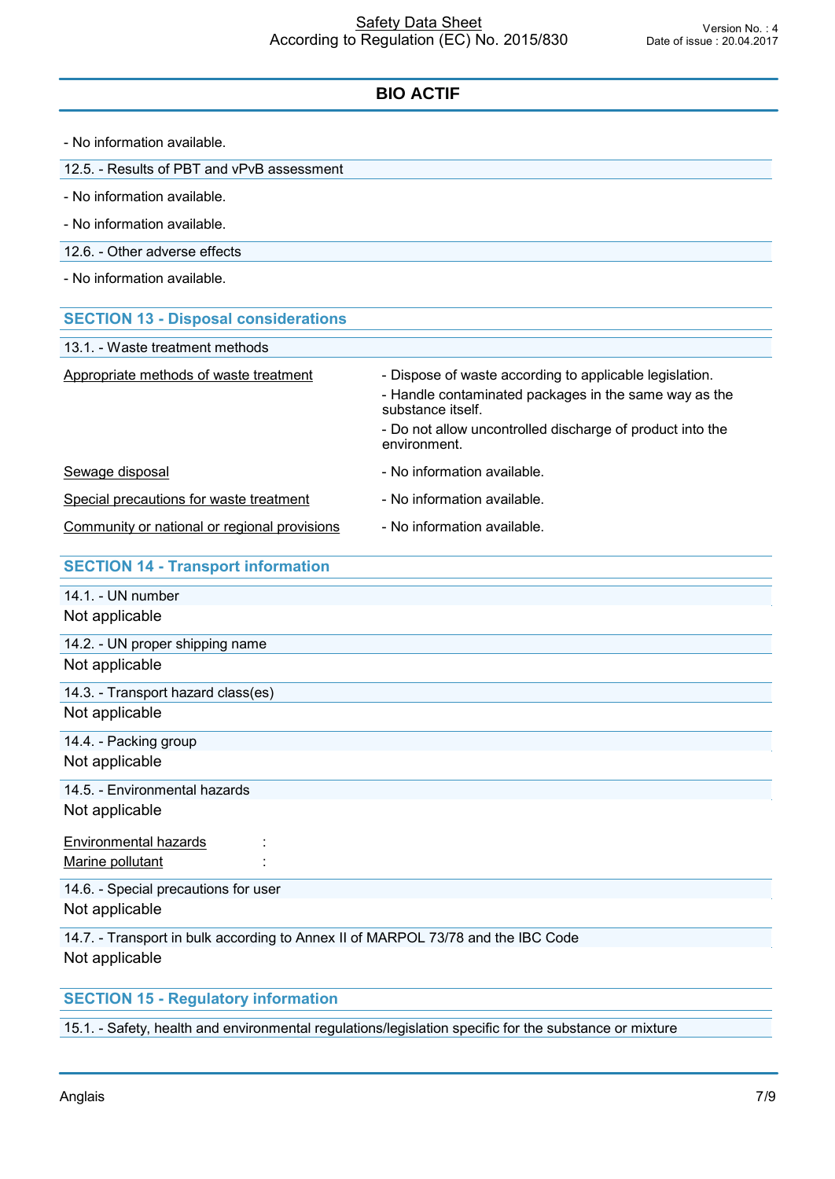- No information available.

### 12.5. - Results of PBT and vPvB assessment

- No information available.

- No information available.

### 12.6. - Other adverse effects

- No information available.

## SECTION 13 - Disposal considerations

### 13.1. - Waste treatment methods

| | |
|---|---|
| Appropriate methods of waste treatment | - Dispose of waste according to applicable legislation.<br>- Handle contaminated packages in the same way as the substance itself.<br>- Do not allow uncontrolled discharge of product into the environment. |
| Sewage disposal | - No information available. |
| Special precautions for waste treatment | - No information available. |
| Community or national or regional provisions | - No information available. |

## SECTION 14 - Transport information

### 14.1. - UN number

Not applicable

### 14.2. - UN proper shipping name

Not applicable

### 14.3. - Transport hazard class(es)

Not applicable

### 14.4. - Packing group

Not applicable

### 14.5. - Environmental hazards

Not applicable

Environmental hazards :

Marine pollutant :

### 14.6. - Special precautions for user

Not applicable

### 14.7. - Transport in bulk according to Annex II of MARPOL 73/78 and the IBC Code

Not applicable

## SECTION 15 - Regulatory information

### 15.1. - Safety, health and environmental regulations/legislation specific for the substance or mixture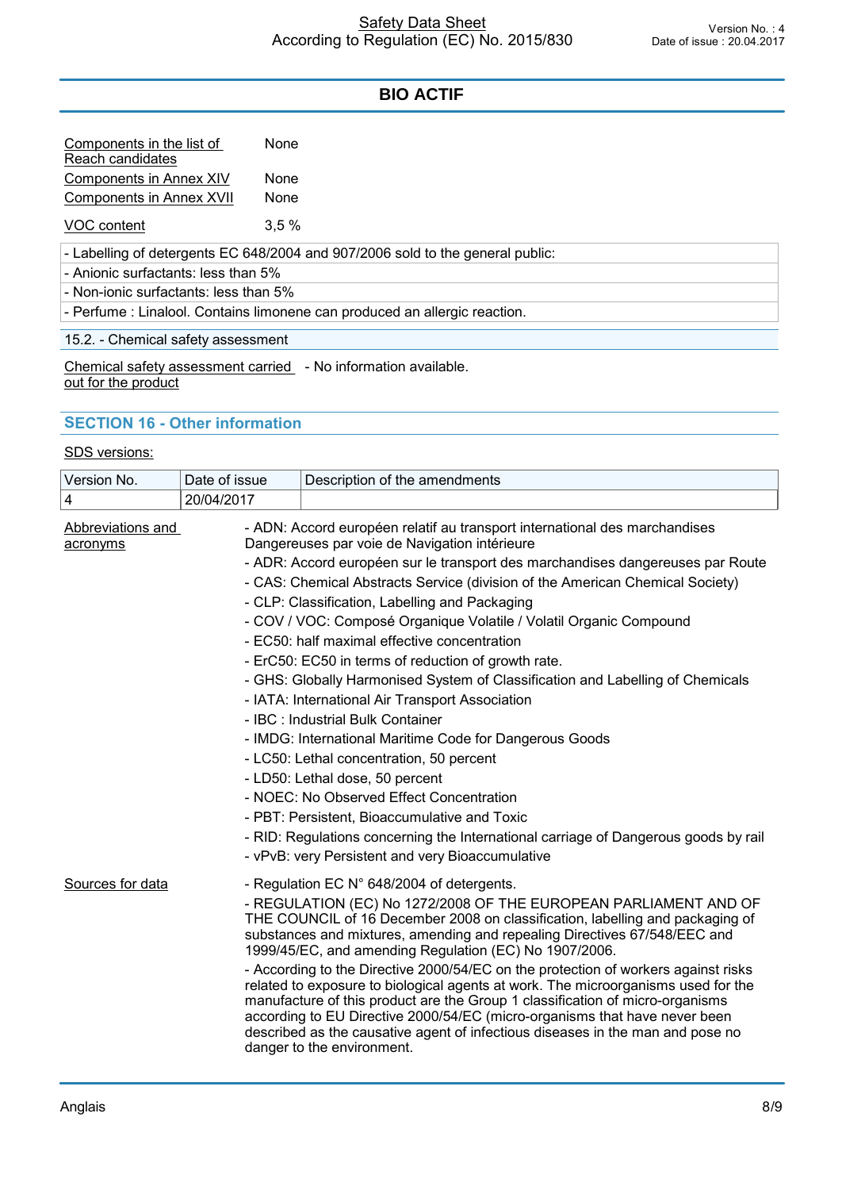# BIO ACTIF

| | |
|---|---|
| Components in the list of Reach candidates | None |
| Components in Annex XIV | None |
| Components in Annex XVII | None |
| VOC content | 3,5 % |

- Labelling of detergents EC 648/2004 and 907/2006 sold to the general public:
- Anionic surfactants: less than 5%
- Non-ionic surfactants: less than 5%
- Perfume : Linalool. Contains limonene can produced an allergic reaction.

15.2. - Chemical safety assessment

Chemical safety assessment carried out for the product - No information available.

## SECTION 16 - Other information

SDS versions:

| Version No. | Date of issue | Description of the amendments |
|---|---|---|
| 4 | 20/04/2017 | |

**Abbreviations and acronyms**

- ADN: Accord européen relatif au transport international des marchandises Dangereuses par voie de Navigation intérieure
- ADR: Accord européen sur le transport des marchandises dangereuses par Route
- CAS: Chemical Abstracts Service (division of the American Chemical Society)
- CLP: Classification, Labelling and Packaging
- COV / VOC: Composé Organique Volatile / Volatil Organic Compound
- EC50: half maximal effective concentration
- ErC50: EC50 in terms of reduction of growth rate.
- GHS: Globally Harmonised System of Classification and Labelling of Chemicals
- IATA: International Air Transport Association
- IBC : Industrial Bulk Container
- IMDG: International Maritime Code for Dangerous Goods
- LC50: Lethal concentration, 50 percent
- LD50: Lethal dose, 50 percent
- NOEC: No Observed Effect Concentration
- PBT: Persistent, Bioaccumulative and Toxic
- RID: Regulations concerning the International carriage of Dangerous goods by rail
- vPvB: very Persistent and very Bioaccumulative

**Sources for data**

- Regulation EC N° 648/2004 of detergents.
- REGULATION (EC) No 1272/2008 OF THE EUROPEAN PARLIAMENT AND OF THE COUNCIL of 16 December 2008 on classification, labelling and packaging of substances and mixtures, amending and repealing Directives 67/548/EEC and 1999/45/EC, and amending Regulation (EC) No 1907/2006.
- According to the Directive 2000/54/EC on the protection of workers against risks related to exposure to biological agents at work. The microorganisms used for the manufacture of this product are the Group 1 classification of micro-organisms according to EU Directive 2000/54/EC (micro-organisms that have never been described as the causative agent of infectious diseases in the man and pose no danger to the environment.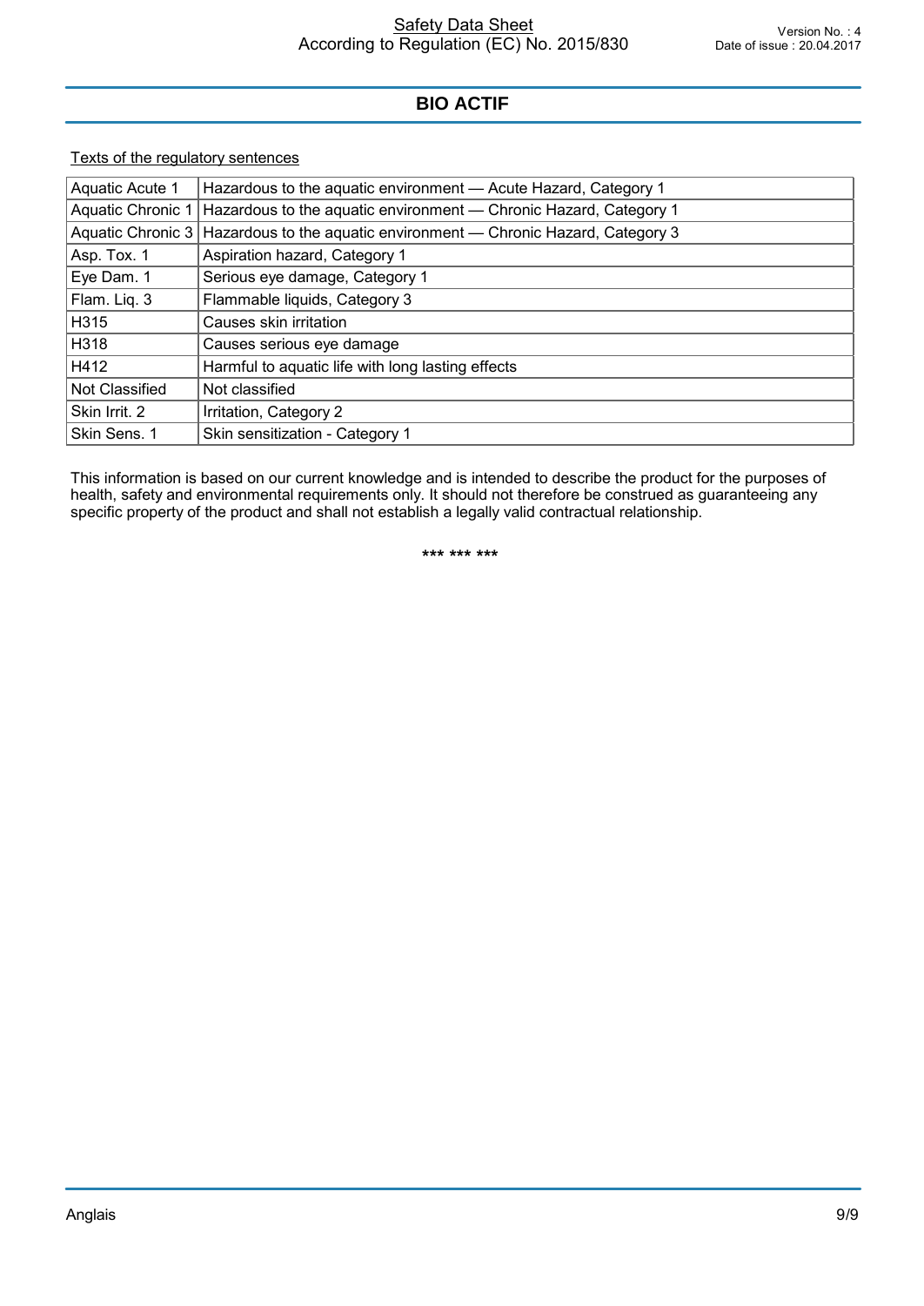# BIO ACTIF

Texts of the regulatory sentences

| | |
|---|---|
| Aquatic Acute 1 | Hazardous to the aquatic environment — Acute Hazard, Category 1 |
| Aquatic Chronic 1 | Hazardous to the aquatic environment — Chronic Hazard, Category 1 |
| Aquatic Chronic 3 | Hazardous to the aquatic environment — Chronic Hazard, Category 3 |
| Asp. Tox. 1 | Aspiration hazard, Category 1 |
| Eye Dam. 1 | Serious eye damage, Category 1 |
| Flam. Liq. 3 | Flammable liquids, Category 3 |
| H315 | Causes skin irritation |
| H318 | Causes serious eye damage |
| H412 | Harmful to aquatic life with long lasting effects |
| Not Classified | Not classified |
| Skin Irrit. 2 | Irritation, Category 2 |
| Skin Sens. 1 | Skin sensitization - Category 1 |

This information is based on our current knowledge and is intended to describe the product for the purposes of health, safety and environmental requirements only. It should not therefore be construed as guaranteeing any specific property of the product and shall not establish a legally valid contractual relationship.

*** *** ***